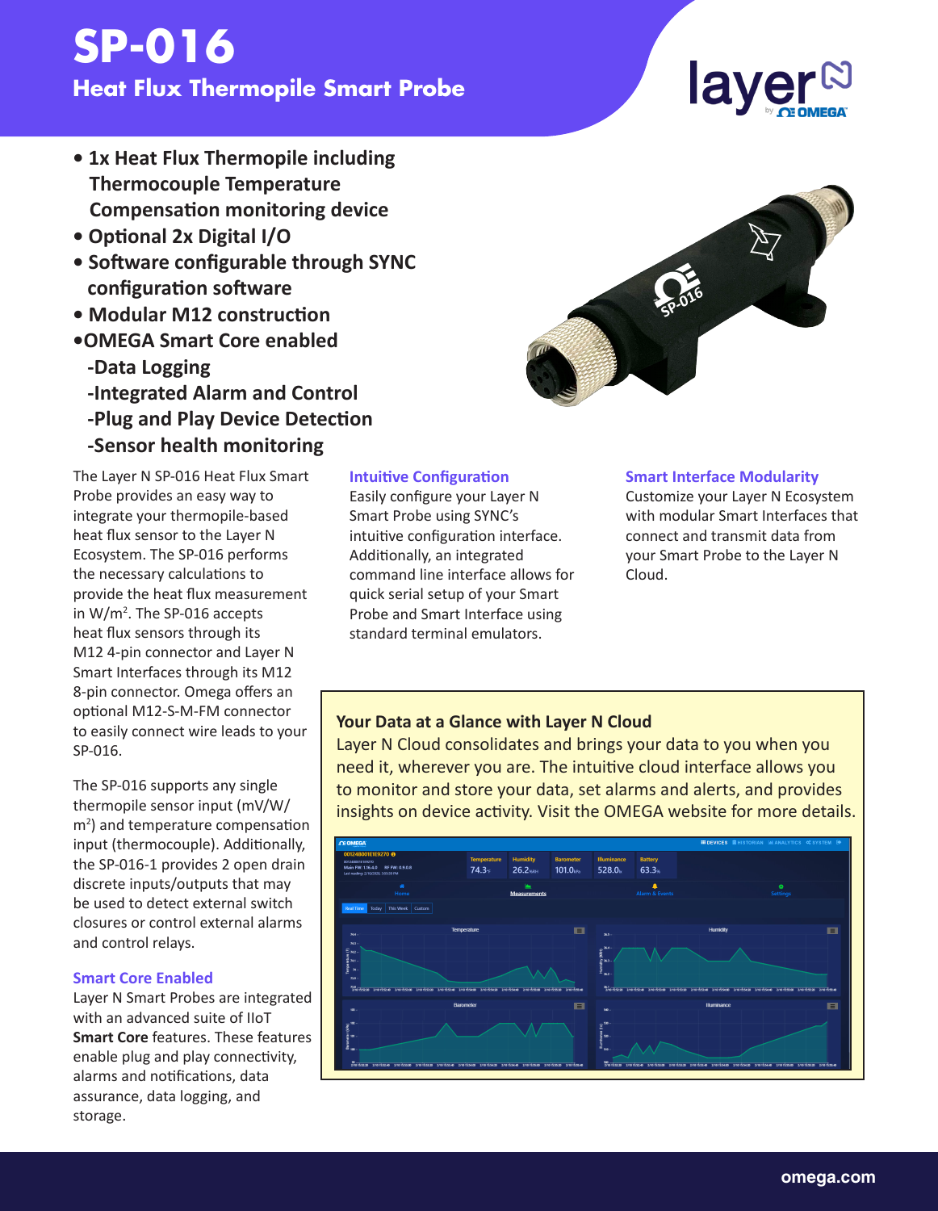# SP-016

## Heat Flux Thermopile Smart Probe

- 1x Heat Flux Thermopile including Thermocouple Temperature Compensation monitoring device
- Optional 2x Digital I/O
- Software configurable through SYNC configuration software
- Modular M12 construction
- OMEGA Smart Core enabled
  - -Data Logging
  - -Integrated Alarm and Control
  - -Plug and Play Device Detection
  - -Sensor health monitoring

The Layer N SP-016 Heat Flux Smart Probe provides an easy way to integrate your thermopile-based heat flux sensor to the Layer N Ecosystem. The SP-016 performs the necessary calculations to provide the heat flux measurement in W/m$^2$. The SP-016 accepts heat flux sensors through its M12 4-pin connector and Layer N Smart Interfaces through its M12 8-pin connector. Omega offers an optional M12-S-M-FM connector to easily connect wire leads to your SP-016.

The SP-016 supports any single thermopile sensor input (mV/W/m$^2$) and temperature compensation input (thermocouple). Additionally, the SP-016-1 provides 2 open drain discrete inputs/outputs that may be used to detect external switch closures or control external alarms and control relays.

### Smart Core Enabled

Layer N Smart Probes are integrated with an advanced suite of IIoT **Smart Core** features. These features enable plug and play connectivity, alarms and notifications, data assurance, data logging, and storage.

### Intuitive Configuration

Easily configure your Layer N Smart Probe using SYNC's intuitive configuration interface. Additionally, an integrated command line interface allows for quick serial setup of your Smart Probe and Smart Interface using standard terminal emulators.

### Smart Interface Modularity

Customize your Layer N Ecosystem with modular Smart Interfaces that connect and transmit data from your Smart Probe to the Layer N Cloud.

### Your Data at a Glance with Layer N Cloud

Layer N Cloud consolidates and brings your data to you when you need it, wherever you are. The intuitive cloud interface allows you to monitor and store your data, set alarms and alerts, and provides insights on device activity. Visit the OMEGA website for more details.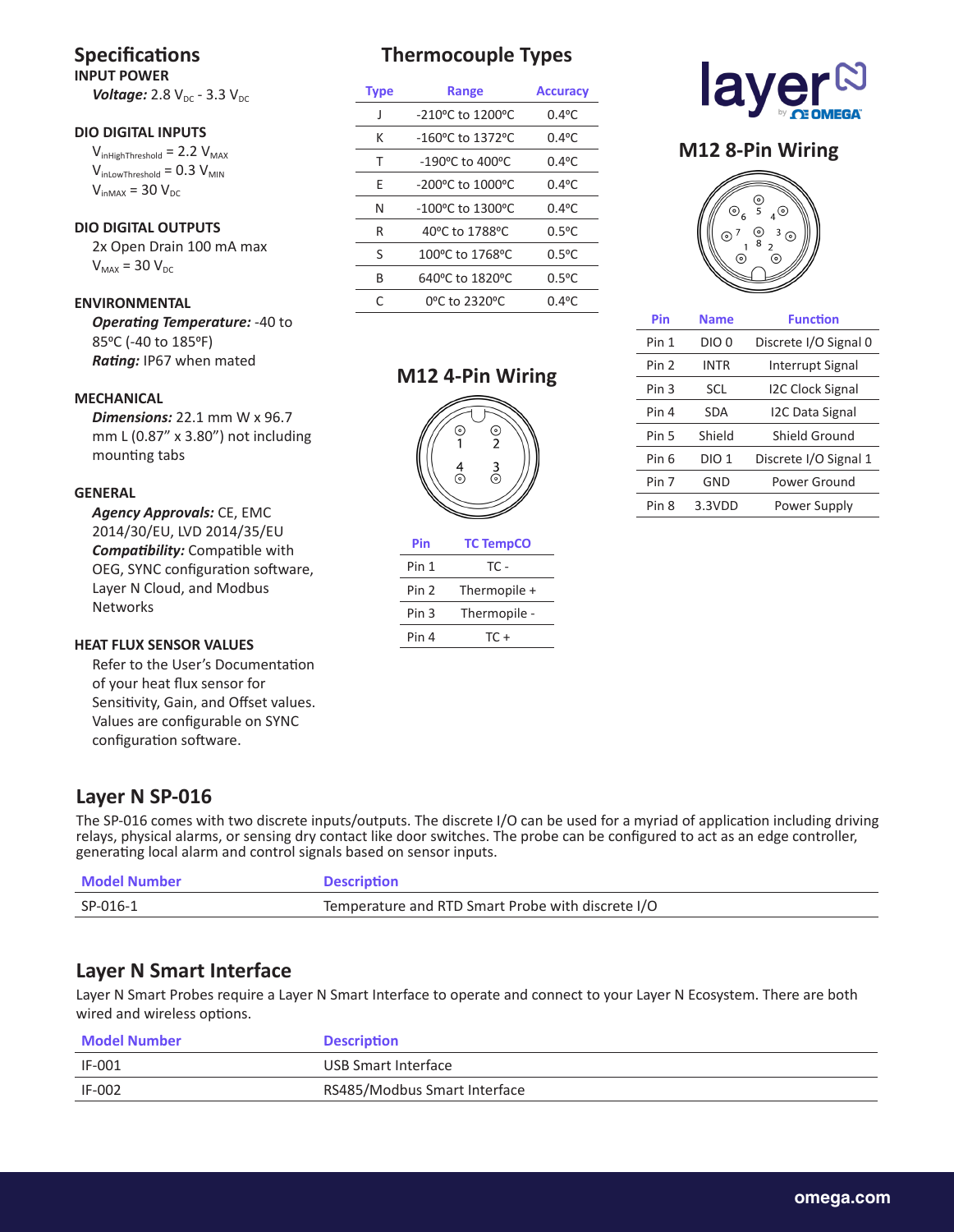## Specifications

**INPUT POWER**

***Voltage:*** 2.8 $V_{DC}$ - 3.3 $V_{DC}$

**DIO DIGITAL INPUTS**

$V_{inHighThreshold}$ = 2.2 $V_{MAX}$

$V_{inLowThreshold}$ = 0.3 $V_{MIN}$

$V_{inMAX}$ = 30 $V_{DC}$

**DIO DIGITAL OUTPUTS**

2x Open Drain 100 mA max

$V_{MAX}$ = 30 $V_{DC}$

**ENVIRONMENTAL**

***Operating Temperature:*** -40 to 85ºC (-40 to 185ºF)

***Rating:*** IP67 when mated

**MECHANICAL**

***Dimensions:*** 22.1 mm W x 96.7 mm L (0.87" x 3.80") not including mounting tabs

**GENERAL**

***Agency Approvals:*** CE, EMC 2014/30/EU, LVD 2014/35/EU

***Compatibility:*** Compatible with OEG, SYNC configuration software, Layer N Cloud, and Modbus Networks

**HEAT FLUX SENSOR VALUES**

Refer to the User's Documentation of your heat flux sensor for Sensitivity, Gain, and Offset values. Values are configurable on SYNC configuration software.

## Thermocouple Types

| Type | Range | Accuracy |
|---|---|---|
| J | -210ºC to 1200ºC | 0.4ºC |
| K | -160ºC to 1372ºC | 0.4ºC |
| T | -190ºC to 400ºC | 0.4ºC |
| E | -200ºC to 1000ºC | 0.4ºC |
| N | -100ºC to 1300ºC | 0.4ºC |
| R | 40ºC to 1788ºC | 0.5ºC |
| S | 100ºC to 1768ºC | 0.5ºC |
| B | 640ºC to 1820ºC | 0.5ºC |
| C | 0ºC to 2320ºC | 0.4ºC |

## M12 4-Pin Wiring

| Pin | TC TempCO |
|---|---|
| Pin 1 | TC - |
| Pin 2 | Thermopile + |
| Pin 3 | Thermopile - |
| Pin 4 | TC + |

## M12 8-Pin Wiring

| Pin | Name | Function |
|---|---|---|
| Pin 1 | DIO 0 | Discrete I/O Signal 0 |
| Pin 2 | INTR | Interrupt Signal |
| Pin 3 | SCL | I2C Clock Signal |
| Pin 4 | SDA | I2C Data Signal |
| Pin 5 | Shield | Shield Ground |
| Pin 6 | DIO 1 | Discrete I/O Signal 1 |
| Pin 7 | GND | Power Ground |
| Pin 8 | 3.3VDD | Power Supply |

## Layer N SP-016

The SP-016 comes with two discrete inputs/outputs. The discrete I/O can be used for a myriad of application including driving relays, physical alarms, or sensing dry contact like door switches. The probe can be configured to act as an edge controller, generating local alarm and control signals based on sensor inputs.

| Model Number | Description |
|---|---|
| SP-016-1 | Temperature and RTD Smart Probe with discrete I/O |

## Layer N Smart Interface

Layer N Smart Probes require a Layer N Smart Interface to operate and connect to your Layer N Ecosystem. There are both wired and wireless options.

| Model Number | Description |
|---|---|
| IF-001 | USB Smart Interface |
| IF-002 | RS485/Modbus Smart Interface |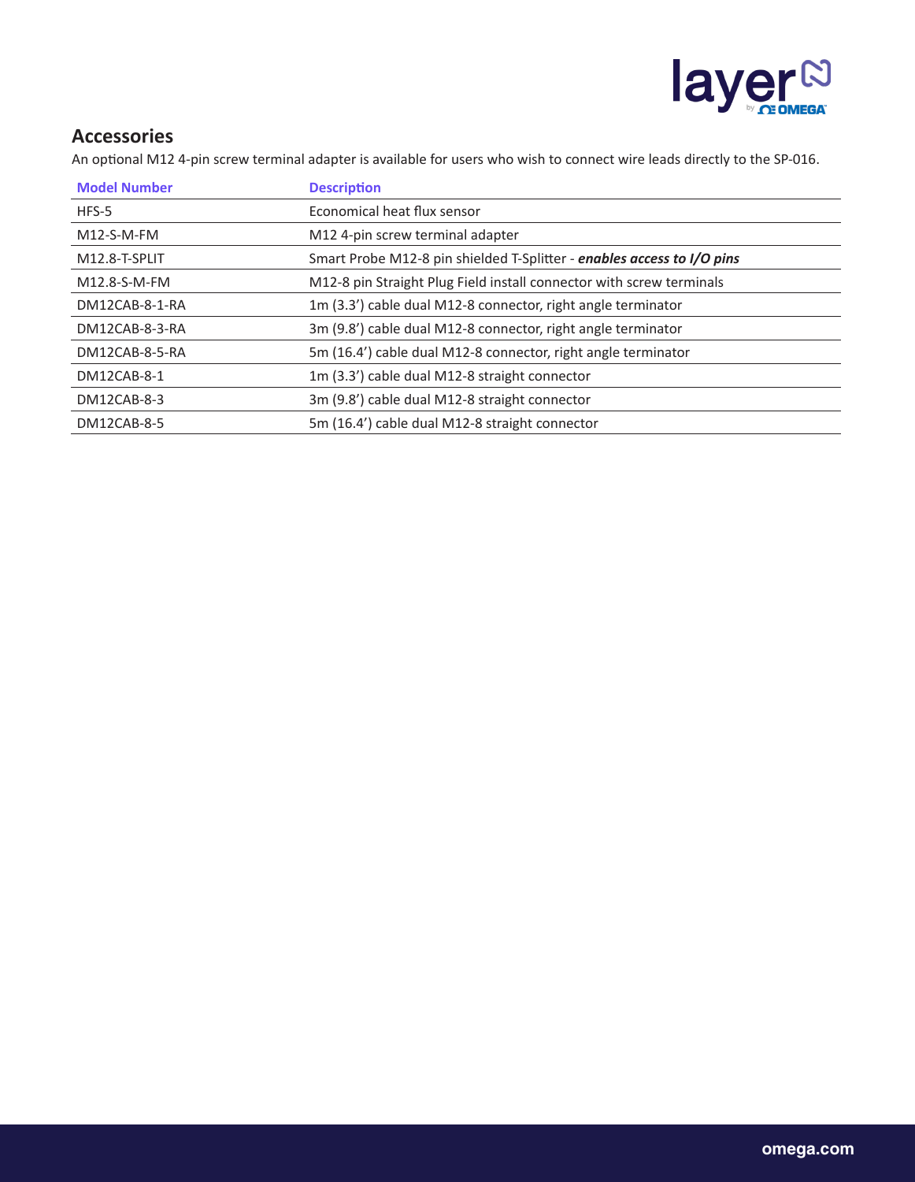## Accessories

An optional M12 4-pin screw terminal adapter is available for users who wish to connect wire leads directly to the SP-016.

| Model Number | Description |
|---|---|
| HFS-5 | Economical heat flux sensor |
| M12-S-M-FM | M12 4-pin screw terminal adapter |
| M12.8-T-SPLIT | Smart Probe M12-8 pin shielded T-Splitter - ***enables access to I/O pins*** |
| M12.8-S-M-FM | M12-8 pin Straight Plug Field install connector with screw terminals |
| DM12CAB-8-1-RA | 1m (3.3’) cable dual M12-8 connector, right angle terminator |
| DM12CAB-8-3-RA | 3m (9.8’) cable dual M12-8 connector, right angle terminator |
| DM12CAB-8-5-RA | 5m (16.4’) cable dual M12-8 connector, right angle terminator |
| DM12CAB-8-1 | 1m (3.3’) cable dual M12-8 straight connector |
| DM12CAB-8-3 | 3m (9.8’) cable dual M12-8 straight connector |
| DM12CAB-8-5 | 5m (16.4’) cable dual M12-8 straight connector |